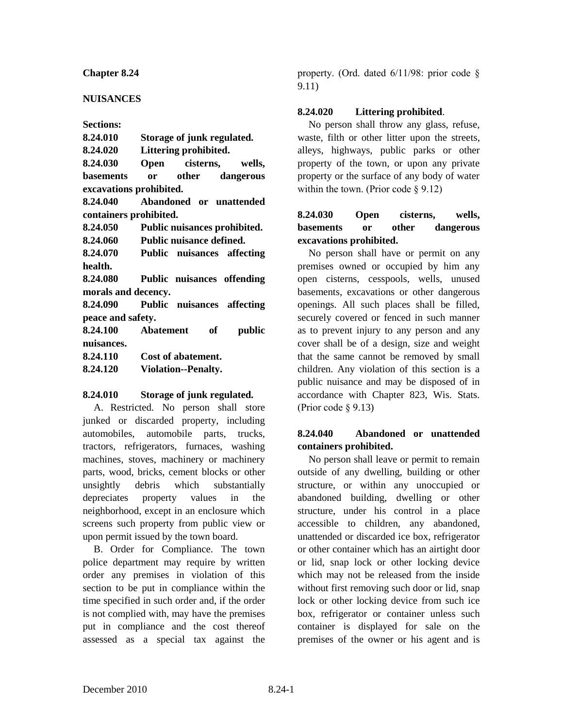**Chapter 8.24**

**NUISANCES**

**Sections:**

**8.24.010 Storage of junk regulated.**
**8.24.020 Littering prohibited.**
**8.24.030 Open cisterns, wells, basements or other dangerous excavations prohibited.**
**8.24.040 Abandoned or unattended containers prohibited.**
**8.24.050 Public nuisances prohibited.**
**8.24.060 Public nuisance defined.**
**8.24.070 Public nuisances affecting health.**
**8.24.080 Public nuisances offending morals and decency.**
**8.24.090 Public nuisances affecting peace and safety.**
**8.24.100 Abatement of public nuisances.**
**8.24.110 Cost of abatement.**
**8.24.120 Violation--Penalty.**

### 8.24.010 Storage of junk regulated.

A. Restricted. No person shall store junked or discarded property, including automobiles, automobile parts, trucks, tractors, refrigerators, furnaces, washing machines, stoves, machinery or machinery parts, wood, bricks, cement blocks or other unsightly debris which substantially depreciates property values in the neighborhood, except in an enclosure which screens such property from public view or upon permit issued by the town board.

B. Order for Compliance. The town police department may require by written order any premises in violation of this section to be put in compliance within the time specified in such order and, if the order is not complied with, may have the premises put in compliance and the cost thereof assessed as a special tax against the property. (Ord. dated 6/11/98: prior code § 9.11)

### 8.24.020 Littering prohibited.

No person shall throw any glass, refuse, waste, filth or other litter upon the streets, alleys, highways, public parks or other property of the town, or upon any private property or the surface of any body of water within the town. (Prior code § 9.12)

### 8.24.030 Open cisterns, wells, basements or other dangerous excavations prohibited.

No person shall have or permit on any premises owned or occupied by him any open cisterns, cesspools, wells, unused basements, excavations or other dangerous openings. All such places shall be filled, securely covered or fenced in such manner as to prevent injury to any person and any cover shall be of a design, size and weight that the same cannot be removed by small children. Any violation of this section is a public nuisance and may be disposed of in accordance with Chapter 823, Wis. Stats. (Prior code § 9.13)

### 8.24.040 Abandoned or unattended containers prohibited.

No person shall leave or permit to remain outside of any dwelling, building or other structure, or within any unoccupied or abandoned building, dwelling or other structure, under his control in a place accessible to children, any abandoned, unattended or discarded ice box, refrigerator or other container which has an airtight door or lid, snap lock or other locking device which may not be released from the inside without first removing such door or lid, snap lock or other locking device from such ice box, refrigerator or container unless such container is displayed for sale on the premises of the owner or his agent and is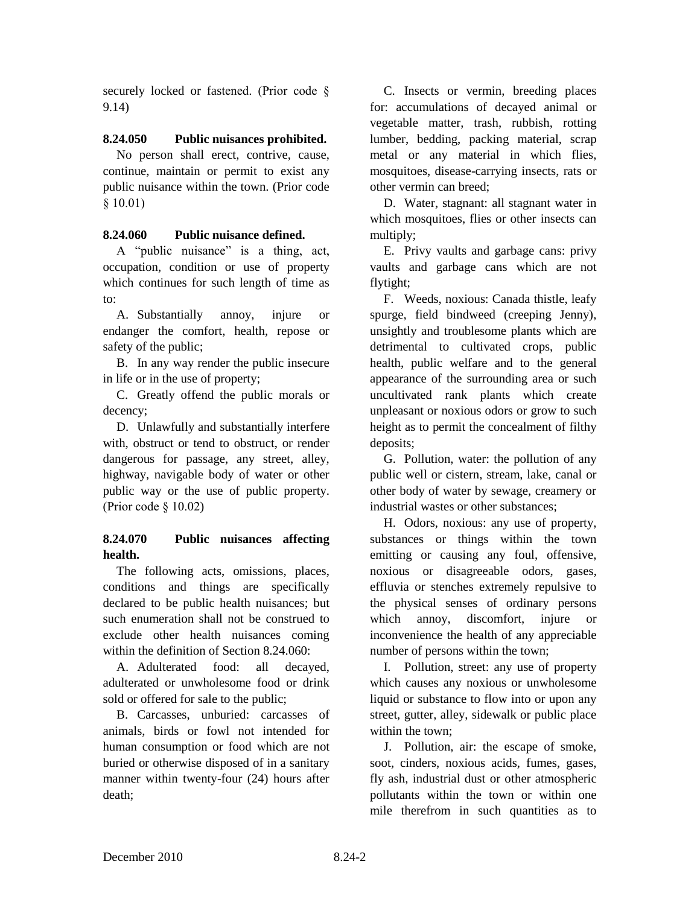securely locked or fastened. (Prior code § 9.14)

### 8.24.050 Public nuisances prohibited.

No person shall erect, contrive, cause, continue, maintain or permit to exist any public nuisance within the town. (Prior code § 10.01)

### 8.24.060 Public nuisance defined.

A "public nuisance" is a thing, act, occupation, condition or use of property which continues for such length of time as to:

A. Substantially annoy, injure or endanger the comfort, health, repose or safety of the public;

B. In any way render the public insecure in life or in the use of property;

C. Greatly offend the public morals or decency;

D. Unlawfully and substantially interfere with, obstruct or tend to obstruct, or render dangerous for passage, any street, alley, highway, navigable body of water or other public way or the use of public property. (Prior code § 10.02)

### 8.24.070 Public nuisances affecting health.

The following acts, omissions, places, conditions and things are specifically declared to be public health nuisances; but such enumeration shall not be construed to exclude other health nuisances coming within the definition of Section 8.24.060:

A. Adulterated food: all decayed, adulterated or unwholesome food or drink sold or offered for sale to the public;

B. Carcasses, unburied: carcasses of animals, birds or fowl not intended for human consumption or food which are not buried or otherwise disposed of in a sanitary manner within twenty-four (24) hours after death;

C. Insects or vermin, breeding places for: accumulations of decayed animal or vegetable matter, trash, rubbish, rotting lumber, bedding, packing material, scrap metal or any material in which flies, mosquitoes, disease-carrying insects, rats or other vermin can breed;

D. Water, stagnant: all stagnant water in which mosquitoes, flies or other insects can multiply;

E. Privy vaults and garbage cans: privy vaults and garbage cans which are not flytight;

F. Weeds, noxious: Canada thistle, leafy spurge, field bindweed (creeping Jenny), unsightly and troublesome plants which are detrimental to cultivated crops, public health, public welfare and to the general appearance of the surrounding area or such uncultivated rank plants which create unpleasant or noxious odors or grow to such height as to permit the concealment of filthy deposits;

G. Pollution, water: the pollution of any public well or cistern, stream, lake, canal or other body of water by sewage, creamery or industrial wastes or other substances;

H. Odors, noxious: any use of property, substances or things within the town emitting or causing any foul, offensive, noxious or disagreeable odors, gases, effluvia or stenches extremely repulsive to the physical senses of ordinary persons which annoy, discomfort, injure or inconvenience the health of any appreciable number of persons within the town;

I. Pollution, street: any use of property which causes any noxious or unwholesome liquid or substance to flow into or upon any street, gutter, alley, sidewalk or public place within the town;

J. Pollution, air: the escape of smoke, soot, cinders, noxious acids, fumes, gases, fly ash, industrial dust or other atmospheric pollutants within the town or within one mile therefrom in such quantities as to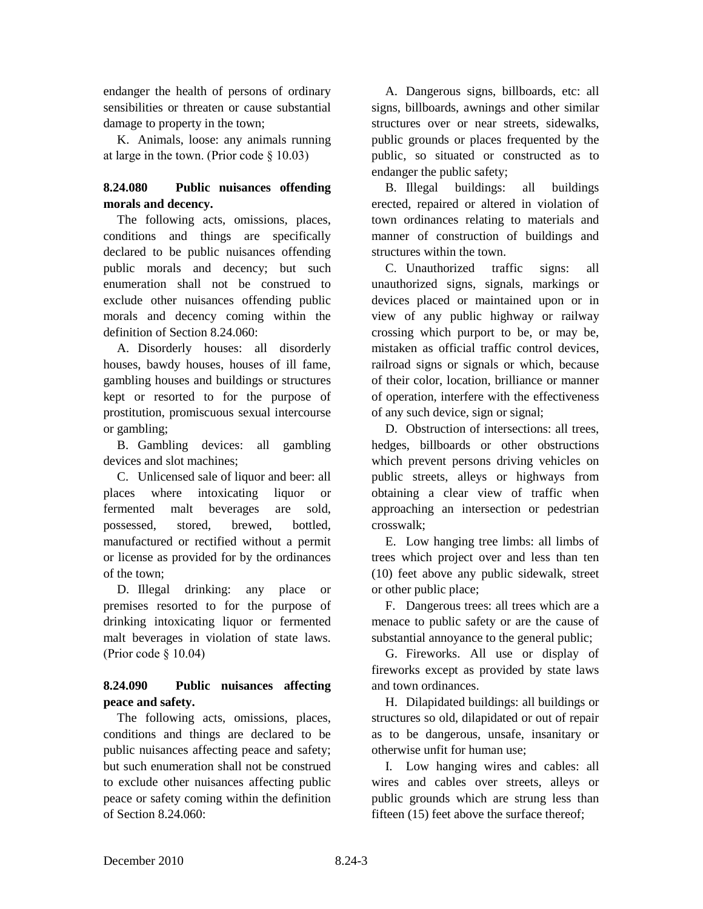endanger the health of persons of ordinary sensibilities or threaten or cause substantial damage to property in the town;

K. Animals, loose: any animals running at large in the town. (Prior code § 10.03)

### 8.24.080 Public nuisances offending morals and decency.

The following acts, omissions, places, conditions and things are specifically declared to be public nuisances offending public morals and decency; but such enumeration shall not be construed to exclude other nuisances offending public morals and decency coming within the definition of Section 8.24.060:

A. Disorderly houses: all disorderly houses, bawdy houses, houses of ill fame, gambling houses and buildings or structures kept or resorted to for the purpose of prostitution, promiscuous sexual intercourse or gambling;

B. Gambling devices: all gambling devices and slot machines;

C. Unlicensed sale of liquor and beer: all places where intoxicating liquor or fermented malt beverages are sold, possessed, stored, brewed, bottled, manufactured or rectified without a permit or license as provided for by the ordinances of the town;

D. Illegal drinking: any place or premises resorted to for the purpose of drinking intoxicating liquor or fermented malt beverages in violation of state laws. (Prior code § 10.04)

### 8.24.090 Public nuisances affecting peace and safety.

The following acts, omissions, places, conditions and things are declared to be public nuisances affecting peace and safety; but such enumeration shall not be construed to exclude other nuisances affecting public peace or safety coming within the definition of Section 8.24.060:

A. Dangerous signs, billboards, etc: all signs, billboards, awnings and other similar structures over or near streets, sidewalks, public grounds or places frequented by the public, so situated or constructed as to endanger the public safety;

B. Illegal buildings: all buildings erected, repaired or altered in violation of town ordinances relating to materials and manner of construction of buildings and structures within the town.

C. Unauthorized traffic signs: all unauthorized signs, signals, markings or devices placed or maintained upon or in view of any public highway or railway crossing which purport to be, or may be, mistaken as official traffic control devices, railroad signs or signals or which, because of their color, location, brilliance or manner of operation, interfere with the effectiveness of any such device, sign or signal;

D. Obstruction of intersections: all trees, hedges, billboards or other obstructions which prevent persons driving vehicles on public streets, alleys or highways from obtaining a clear view of traffic when approaching an intersection or pedestrian crosswalk;

E. Low hanging tree limbs: all limbs of trees which project over and less than ten (10) feet above any public sidewalk, street or other public place;

F. Dangerous trees: all trees which are a menace to public safety or are the cause of substantial annoyance to the general public;

G. Fireworks. All use or display of fireworks except as provided by state laws and town ordinances.

H. Dilapidated buildings: all buildings or structures so old, dilapidated or out of repair as to be dangerous, unsafe, insanitary or otherwise unfit for human use;

I. Low hanging wires and cables: all wires and cables over streets, alleys or public grounds which are strung less than fifteen (15) feet above the surface thereof;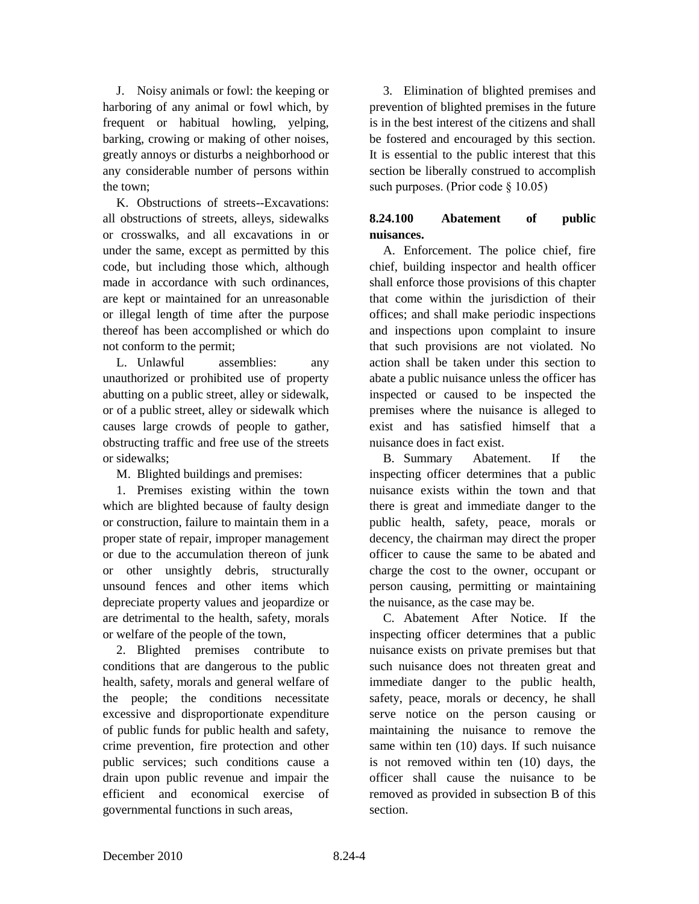J. Noisy animals or fowl: the keeping or harboring of any animal or fowl which, by frequent or habitual howling, yelping, barking, crowing or making of other noises, greatly annoys or disturbs a neighborhood or any considerable number of persons within the town;

K. Obstructions of streets--Excavations: all obstructions of streets, alleys, sidewalks or crosswalks, and all excavations in or under the same, except as permitted by this code, but including those which, although made in accordance with such ordinances, are kept or maintained for an unreasonable or illegal length of time after the purpose thereof has been accomplished or which do not conform to the permit;

L. Unlawful assemblies: any unauthorized or prohibited use of property abutting on a public street, alley or sidewalk, or of a public street, alley or sidewalk which causes large crowds of people to gather, obstructing traffic and free use of the streets or sidewalks;

M. Blighted buildings and premises:

1. Premises existing within the town which are blighted because of faulty design or construction, failure to maintain them in a proper state of repair, improper management or due to the accumulation thereon of junk or other unsightly debris, structurally unsound fences and other items which depreciate property values and jeopardize or are detrimental to the health, safety, morals or welfare of the people of the town,

2. Blighted premises contribute to conditions that are dangerous to the public health, safety, morals and general welfare of the people; the conditions necessitate excessive and disproportionate expenditure of public funds for public health and safety, crime prevention, fire protection and other public services; such conditions cause a drain upon public revenue and impair the efficient and economical exercise of governmental functions in such areas,

3. Elimination of blighted premises and prevention of blighted premises in the future is in the best interest of the citizens and shall be fostered and encouraged by this section. It is essential to the public interest that this section be liberally construed to accomplish such purposes. (Prior code § 10.05)

**8.24.100 Abatement of public nuisances.**

A. Enforcement. The police chief, fire chief, building inspector and health officer shall enforce those provisions of this chapter that come within the jurisdiction of their offices; and shall make periodic inspections and inspections upon complaint to insure that such provisions are not violated. No action shall be taken under this section to abate a public nuisance unless the officer has inspected or caused to be inspected the premises where the nuisance is alleged to exist and has satisfied himself that a nuisance does in fact exist.

B. Summary Abatement. If the inspecting officer determines that a public nuisance exists within the town and that there is great and immediate danger to the public health, safety, peace, morals or decency, the chairman may direct the proper officer to cause the same to be abated and charge the cost to the owner, occupant or person causing, permitting or maintaining the nuisance, as the case may be.

C. Abatement After Notice. If the inspecting officer determines that a public nuisance exists on private premises but that such nuisance does not threaten great and immediate danger to the public health, safety, peace, morals or decency, he shall serve notice on the person causing or maintaining the nuisance to remove the same within ten (10) days. If such nuisance is not removed within ten (10) days, the officer shall cause the nuisance to be removed as provided in subsection B of this section.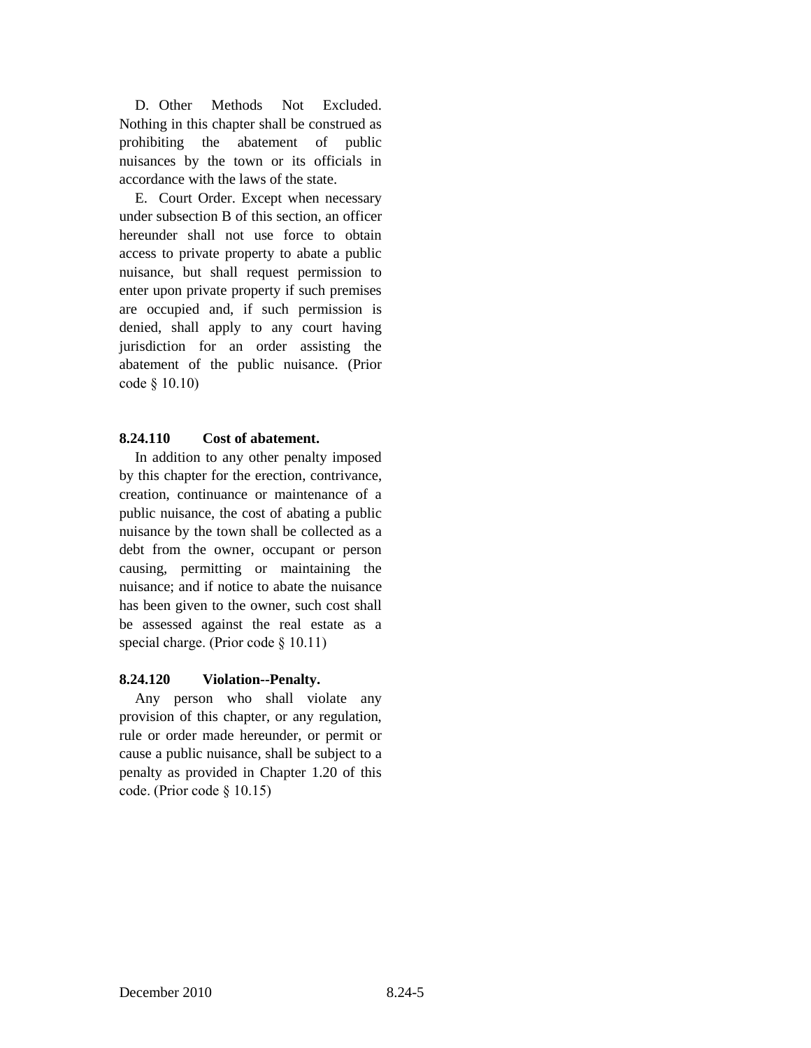D. Other Methods Not Excluded. Nothing in this chapter shall be construed as prohibiting the abatement of public nuisances by the town or its officials in accordance with the laws of the state.

E. Court Order. Except when necessary under subsection B of this section, an officer hereunder shall not use force to obtain access to private property to abate a public nuisance, but shall request permission to enter upon private property if such premises are occupied and, if such permission is denied, shall apply to any court having jurisdiction for an order assisting the abatement of the public nuisance. (Prior code § 10.10)

**8.24.110 Cost of abatement.**

In addition to any other penalty imposed by this chapter for the erection, contrivance, creation, continuance or maintenance of a public nuisance, the cost of abating a public nuisance by the town shall be collected as a debt from the owner, occupant or person causing, permitting or maintaining the nuisance; and if notice to abate the nuisance has been given to the owner, such cost shall be assessed against the real estate as a special charge. (Prior code § 10.11)

**8.24.120 Violation--Penalty.**

Any person who shall violate any provision of this chapter, or any regulation, rule or order made hereunder, or permit or cause a public nuisance, shall be subject to a penalty as provided in Chapter 1.20 of this code. (Prior code § 10.15)